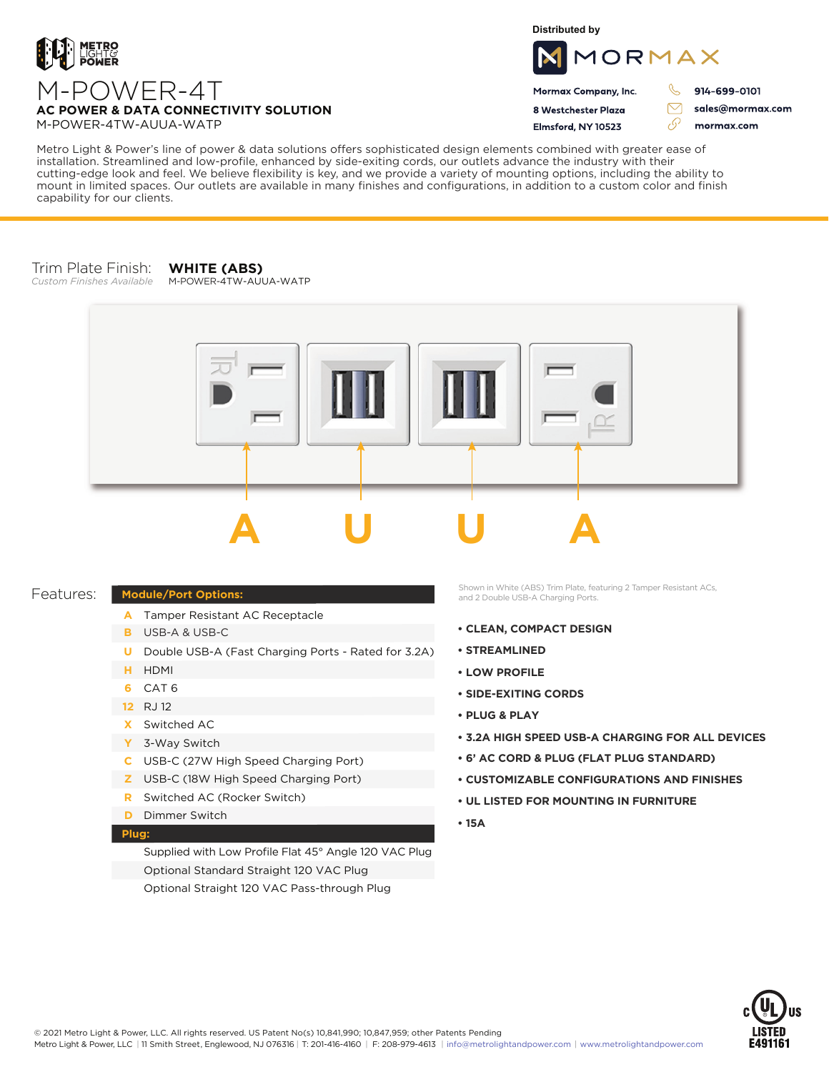METRO LIGHT & POWER

# M-POWER-4T

## AC POWER & DATA CONNECTIVITY SOLUTION

M-POWER-4TW-AUUA-WATP

Distributed by

MORMAX

**Mormax Company, Inc.**
**8 Westchester Plaza**
**Elmsford, NY 10523**

**914-699-0101**
**sales@mormax.com**
**mormax.com**

Metro Light & Power's line of power & data solutions offers sophisticated design elements combined with greater ease of installation. Streamlined and low-profile, enhanced by side-exiting cords, our outlets advance the industry with their cutting-edge look and feel. We believe flexibility is key, and we provide a variety of mounting options, including the ability to mount in limited spaces. Our outlets are available in many finishes and configurations, in addition to a custom color and finish capability for our clients.

Trim Plate Finish: **WHITE (ABS)**
*Custom Finishes Available*
M-POWER-4TW-AUUA-WATP

A U U A

Features:

| Module/Port Options: | |
|---|---|
| A | Tamper Resistant AC Receptacle |
| B | USB-A & USB-C |
| U | Double USB-A (Fast Charging Ports - Rated for 3.2A) |
| H | HDMI |
| 6 | CAT 6 |
| 12 | RJ 12 |
| X | Switched AC |
| Y | 3-Way Switch |
| C | USB-C (27W High Speed Charging Port) |
| Z | USB-C (18W High Speed Charging Port) |
| R | Switched AC (Rocker Switch) |
| D | Dimmer Switch |
| **Plug:** | |
| | Supplied with Low Profile Flat 45° Angle 120 VAC Plug |
| | Optional Standard Straight 120 VAC Plug |
| | Optional Straight 120 VAC Pass-through Plug |

Shown in White (ABS) Trim Plate, featuring 2 Tamper Resistant ACs, and 2 Double USB-A Charging Ports.

- **CLEAN, COMPACT DESIGN**
- **STREAMLINED**
- **LOW PROFILE**
- **SIDE-EXITING CORDS**
- **PLUG & PLAY**
- **3.2A HIGH SPEED USB-A CHARGING FOR ALL DEVICES**
- **6' AC CORD & PLUG (FLAT PLUG STANDARD)**
- **CUSTOMIZABLE CONFIGURATIONS AND FINISHES**
- **UL LISTED FOR MOUNTING IN FURNITURE**
- **15A**

© 2021 Metro Light & Power, LLC. All rights reserved. US Patent No(s) 10,841,990; 10,847,959; other Patents Pending
Metro Light & Power, LLC | 11 Smith Street, Englewood, NJ 076316 | T: 201-416-4160 | F: 208-979-4613 | info@metrolightandpower.com | www.metrolightandpower.com

c UL US LISTED E491161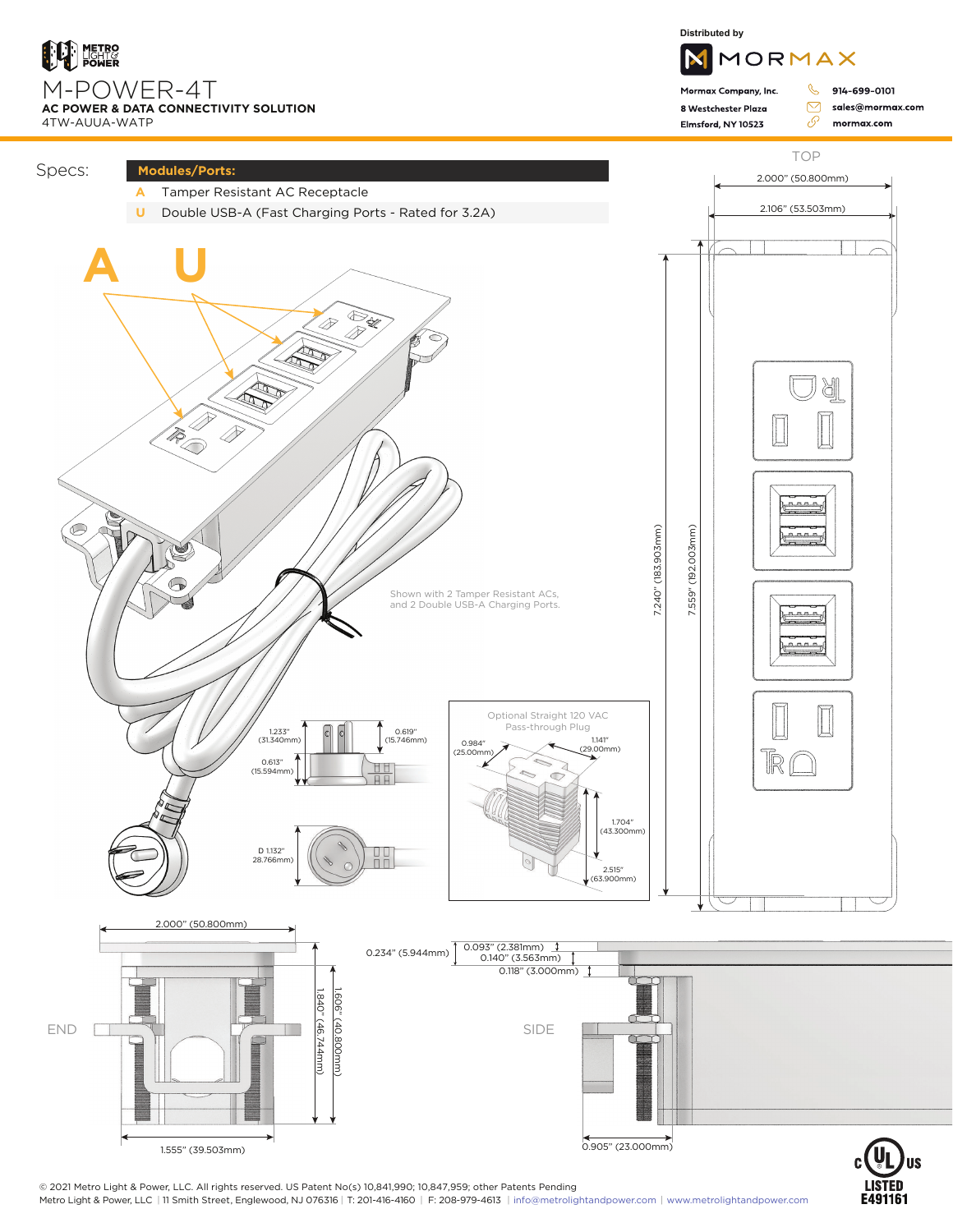METRO LIGHT & POWER

# M-POWER-4T

**AC POWER & DATA CONNECTIVITY SOLUTION**

4TW-AUUA-WATP

Distributed by

MORMAX

Mormax Company, Inc.
8 Westchester Plaza
Elmsford, NY 10523

914-699-0101
sales@mormax.com
mormax.com

## Specs:

| Modules/Ports: | |
|---|---|
| A | Tamper Resistant AC Receptacle |
| U | Double USB-A (Fast Charging Ports - Rated for 3.2A) |

A U

Shown with 2 Tamper Resistant ACs, and 2 Double USB-A Charging Ports.

1.233" (31.340mm)
0.619" (15.746mm)
0.613" (15.594mm)
D 1.132" 28.766mm)

Optional Straight 120 VAC Pass-through Plug

0.984" (25.00mm)
1.141" (29.00mm)
1.704" (43.300mm)
2.515" (63.900mm)

TOP

2.000" (50.800mm)
2.106" (53.503mm)
7.240" (183.903mm)
7.559" (192.003mm)

END

2.000" (50.800mm)
1.840" (46.744mm)
1.606" (40.800mm)
1.555" (39.503mm)

SIDE

0.234" (5.944mm)
0.093" (2.381mm)
0.140" (3.563mm)
0.118" (3.000mm)
0.905" (23.000mm)

c UL us LISTED E491161

© 2021 Metro Light & Power, LLC. All rights reserved. US Patent No(s) 10,841,990; 10,847,959; other Patents Pending
Metro Light & Power, LLC | 11 Smith Street, Englewood, NJ 076316 | T: 201-416-4160 | F: 208-979-4613 | info@metrolightandpower.com | www.metrolightandpower.com